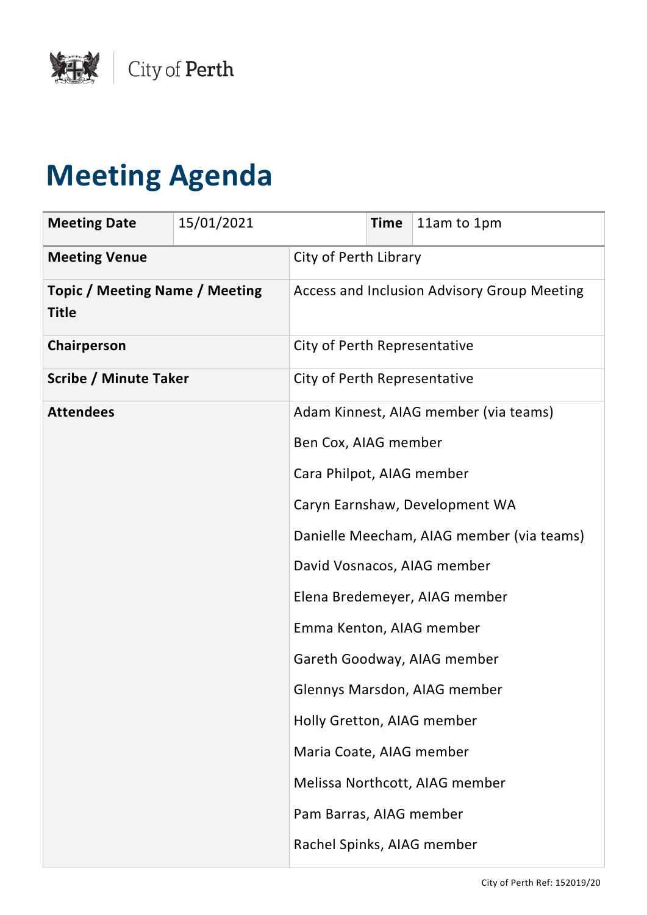City of Perth

# Meeting Agenda

| Meeting Date | 15/01/2021 | Time | 11am to 1pm |
|---|---|---|---|
| **Meeting Venue** | City of Perth Library | | |
| **Topic / Meeting Name / Meeting Title** | Access and Inclusion Advisory Group Meeting | | |
| **Chairperson** | City of Perth Representative | | |
| **Scribe / Minute Taker** | City of Perth Representative | | |
| **Attendees** | Adam Kinnest, AIAG member (via teams)<br>Ben Cox, AIAG member<br>Cara Philpot, AIAG member<br>Caryn Earnshaw, Development WA<br>Danielle Meecham, AIAG member (via teams)<br>David Vosnacos, AIAG member<br>Elena Bredemeyer, AIAG member<br>Emma Kenton, AIAG member<br>Gareth Goodway, AIAG member<br>Glennys Marsdon, AIAG member<br>Holly Gretton, AIAG member<br>Maria Coate, AIAG member<br>Melissa Northcott, AIAG member<br>Pam Barras, AIAG member<br>Rachel Spinks, AIAG member | | |

City of Perth Ref: 152019/20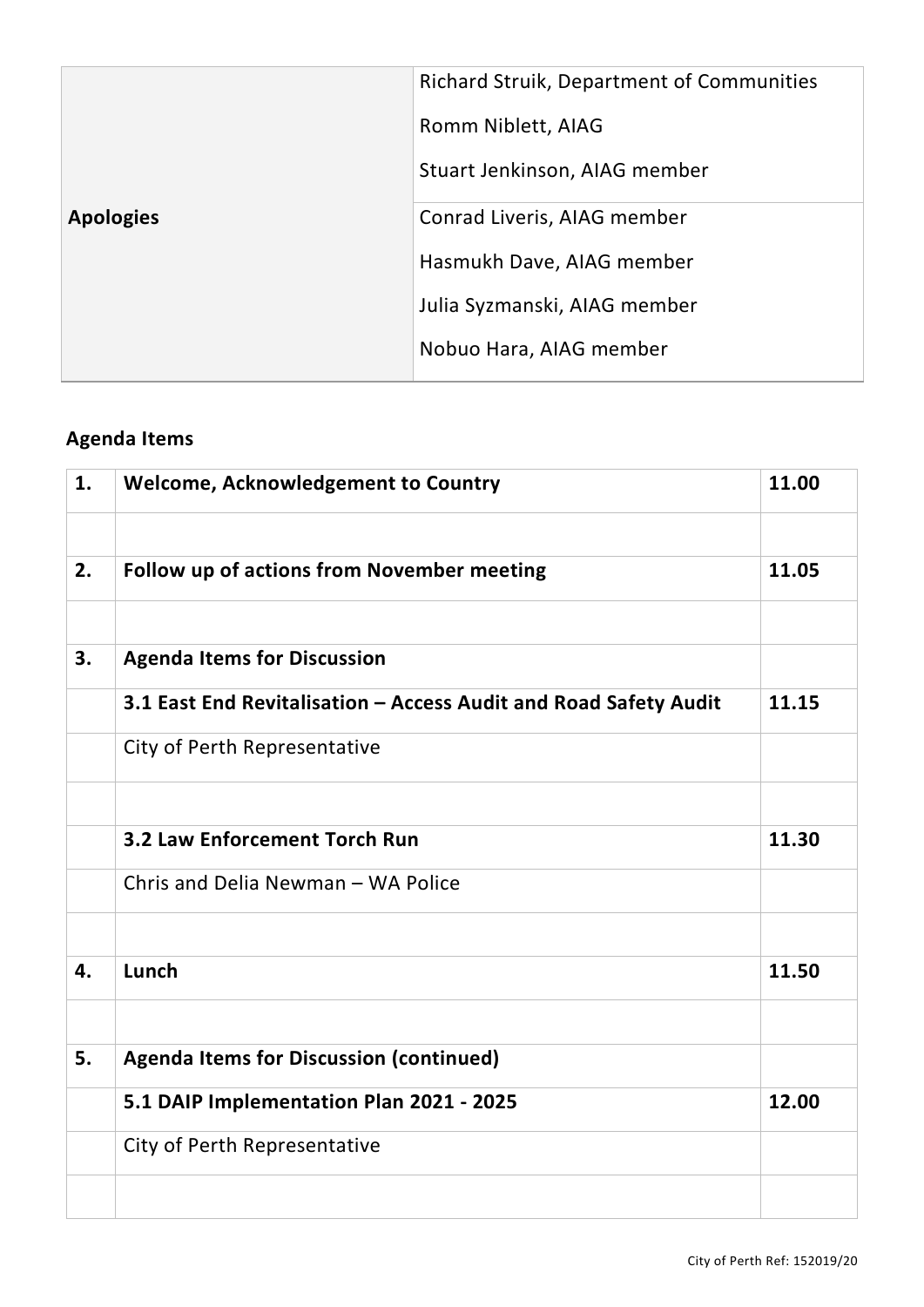| | |
|---|---|
| | Richard Struik, Department of Communities<br>Romm Niblett, AIAG<br>Stuart Jenkinson, AIAG member |
| **Apologies** | Conrad Liveris, AIAG member<br>Hasmukh Dave, AIAG member<br>Julia Syzmanski, AIAG member<br>Nobuo Hara, AIAG member |

### Agenda Items

| | | |
|---|---|---|
| **1.** | **Welcome, Acknowledgement to Country** | **11.00** |
| | | |
| **2.** | **Follow up of actions from November meeting** | **11.05** |
| | | |
| **3.** | **Agenda Items for Discussion** | |
| | **3.1 East End Revitalisation – Access Audit and Road Safety Audit** | **11.15** |
| | City of Perth Representative | |
| | | |
| | **3.2 Law Enforcement Torch Run** | **11.30** |
| | Chris and Delia Newman – WA Police | |
| | | |
| **4.** | **Lunch** | **11.50** |
| | | |
| **5.** | **Agenda Items for Discussion (continued)** | |
| | **5.1 DAIP Implementation Plan 2021 - 2025** | **12.00** |
| | City of Perth Representative | |
| | | |

City of Perth Ref: 152019/20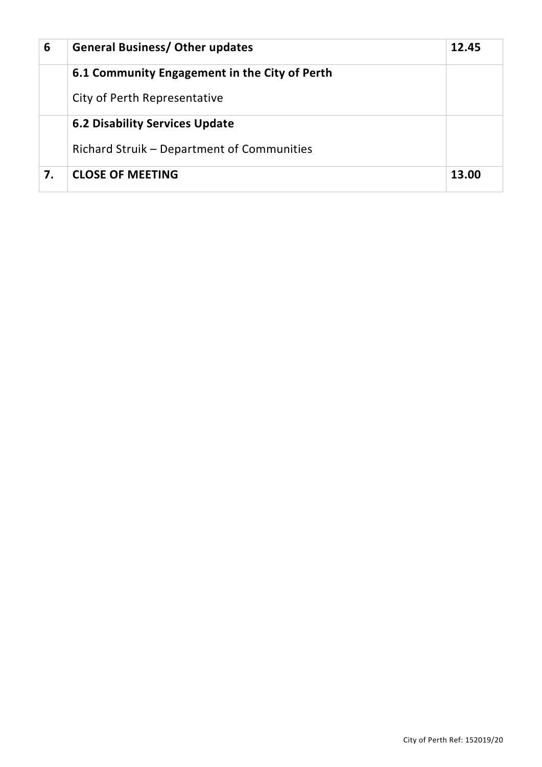| | | |
|---|---|---|
| 6 | **General Business/ Other updates** | **12.45** |
| | **6.1 Community Engagement in the City of Perth**<br><br>City of Perth Representative | |
| | **6.2 Disability Services Update**<br><br>Richard Struik – Department of Communities | |
| **7.** | **CLOSE OF MEETING** | **13.00** |

City of Perth Ref: 152019/20